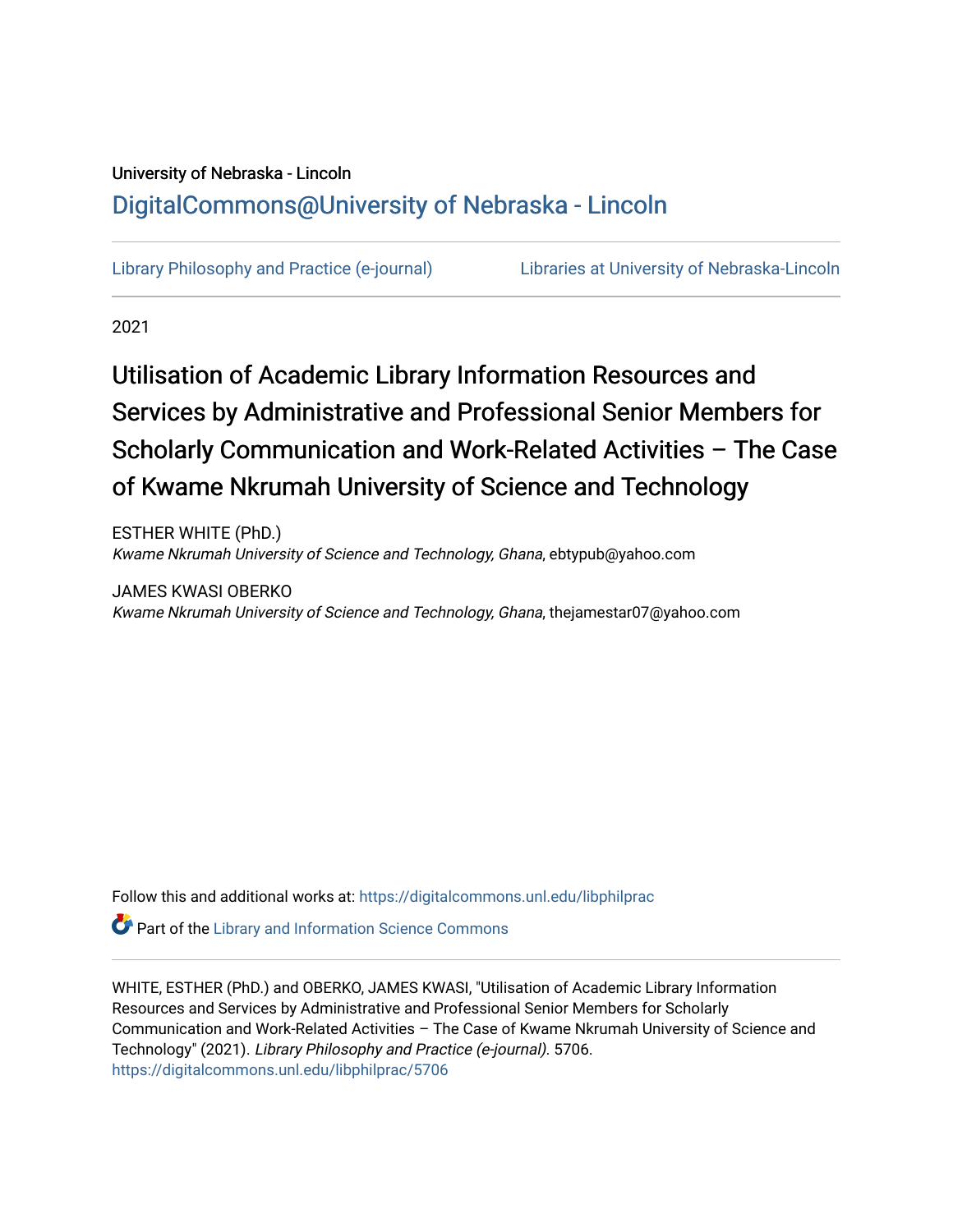University of Nebraska - Lincoln

DigitalCommons@University of Nebraska - Lincoln

Library Philosophy and Practice (e-journal) | Libraries at University of Nebraska-Lincoln

2021

# Utilisation of Academic Library Information Resources and Services by Administrative and Professional Senior Members for Scholarly Communication and Work-Related Activities – The Case of Kwame Nkrumah University of Science and Technology

ESTHER WHITE (PhD.)
*Kwame Nkrumah University of Science and Technology, Ghana*, ebtypub@yahoo.com

JAMES KWASI OBERKO
*Kwame Nkrumah University of Science and Technology, Ghana*, thejamestar07@yahoo.com

Follow this and additional works at: https://digitalcommons.unl.edu/libphilprac

Part of the Library and Information Science Commons

WHITE, ESTHER (PhD.) and OBERKO, JAMES KWASI, "Utilisation of Academic Library Information Resources and Services by Administrative and Professional Senior Members for Scholarly Communication and Work-Related Activities – The Case of Kwame Nkrumah University of Science and Technology" (2021). *Library Philosophy and Practice (e-journal)*. 5706.
https://digitalcommons.unl.edu/libphilprac/5706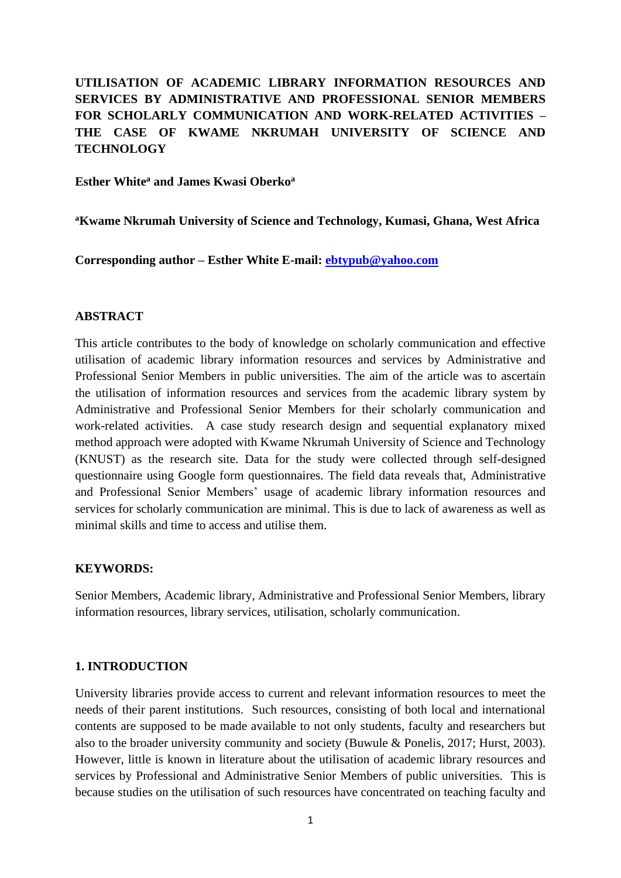**UTILISATION OF ACADEMIC LIBRARY INFORMATION RESOURCES AND SERVICES BY ADMINISTRATIVE AND PROFESSIONAL SENIOR MEMBERS FOR SCHOLARLY COMMUNICATION AND WORK-RELATED ACTIVITIES – THE CASE OF KWAME NKRUMAH UNIVERSITY OF SCIENCE AND TECHNOLOGY**

**Esther White[a] and James Kwasi Oberko[a]**

**[a]Kwame Nkrumah University of Science and Technology, Kumasi, Ghana, West Africa**

**Corresponding author – Esther White E-mail: ebtypub@yahoo.com**

## ABSTRACT

This article contributes to the body of knowledge on scholarly communication and effective utilisation of academic library information resources and services by Administrative and Professional Senior Members in public universities. The aim of the article was to ascertain the utilisation of information resources and services from the academic library system by Administrative and Professional Senior Members for their scholarly communication and work-related activities. A case study research design and sequential explanatory mixed method approach were adopted with Kwame Nkrumah University of Science and Technology (KNUST) as the research site. Data for the study were collected through self-designed questionnaire using Google form questionnaires. The field data reveals that, Administrative and Professional Senior Members' usage of academic library information resources and services for scholarly communication are minimal. This is due to lack of awareness as well as minimal skills and time to access and utilise them.

## KEYWORDS:

Senior Members, Academic library, Administrative and Professional Senior Members, library information resources, library services, utilisation, scholarly communication.

## 1. INTRODUCTION

University libraries provide access to current and relevant information resources to meet the needs of their parent institutions. Such resources, consisting of both local and international contents are supposed to be made available to not only students, faculty and researchers but also to the broader university community and society (Buwule & Ponelis, 2017; Hurst, 2003). However, little is known in literature about the utilisation of academic library resources and services by Professional and Administrative Senior Members of public universities. This is because studies on the utilisation of such resources have concentrated on teaching faculty and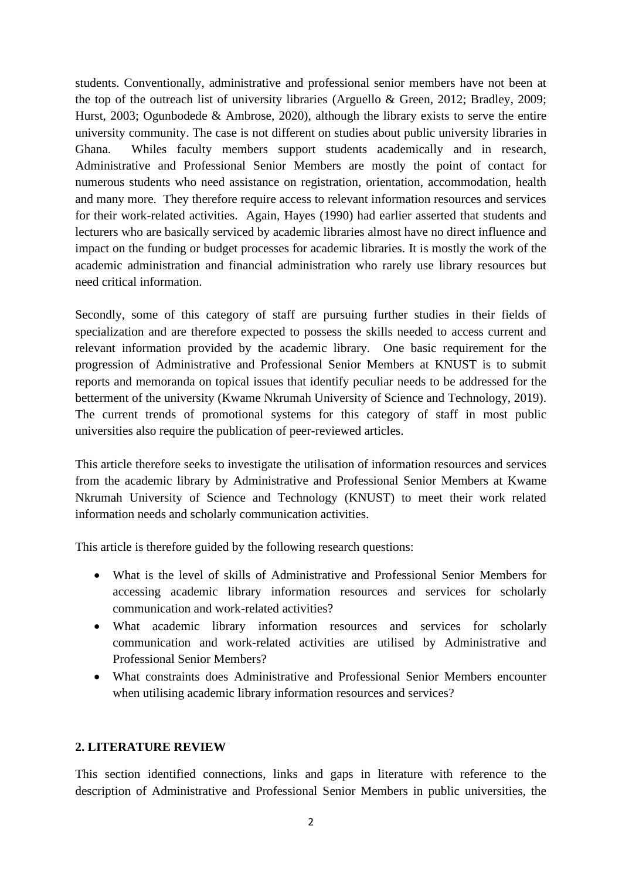students. Conventionally, administrative and professional senior members have not been at the top of the outreach list of university libraries (Arguello & Green, 2012; Bradley, 2009; Hurst, 2003; Ogunbodede & Ambrose, 2020), although the library exists to serve the entire university community. The case is not different on studies about public university libraries in Ghana. Whiles faculty members support students academically and in research, Administrative and Professional Senior Members are mostly the point of contact for numerous students who need assistance on registration, orientation, accommodation, health and many more. They therefore require access to relevant information resources and services for their work-related activities. Again, Hayes (1990) had earlier asserted that students and lecturers who are basically serviced by academic libraries almost have no direct influence and impact on the funding or budget processes for academic libraries. It is mostly the work of the academic administration and financial administration who rarely use library resources but need critical information.

Secondly, some of this category of staff are pursuing further studies in their fields of specialization and are therefore expected to possess the skills needed to access current and relevant information provided by the academic library. One basic requirement for the progression of Administrative and Professional Senior Members at KNUST is to submit reports and memoranda on topical issues that identify peculiar needs to be addressed for the betterment of the university (Kwame Nkrumah University of Science and Technology, 2019). The current trends of promotional systems for this category of staff in most public universities also require the publication of peer-reviewed articles.

This article therefore seeks to investigate the utilisation of information resources and services from the academic library by Administrative and Professional Senior Members at Kwame Nkrumah University of Science and Technology (KNUST) to meet their work related information needs and scholarly communication activities.

This article is therefore guided by the following research questions:

- What is the level of skills of Administrative and Professional Senior Members for accessing academic library information resources and services for scholarly communication and work-related activities?
- What academic library information resources and services for scholarly communication and work-related activities are utilised by Administrative and Professional Senior Members?
- What constraints does Administrative and Professional Senior Members encounter when utilising academic library information resources and services?

## 2. LITERATURE REVIEW

This section identified connections, links and gaps in literature with reference to the description of Administrative and Professional Senior Members in public universities, the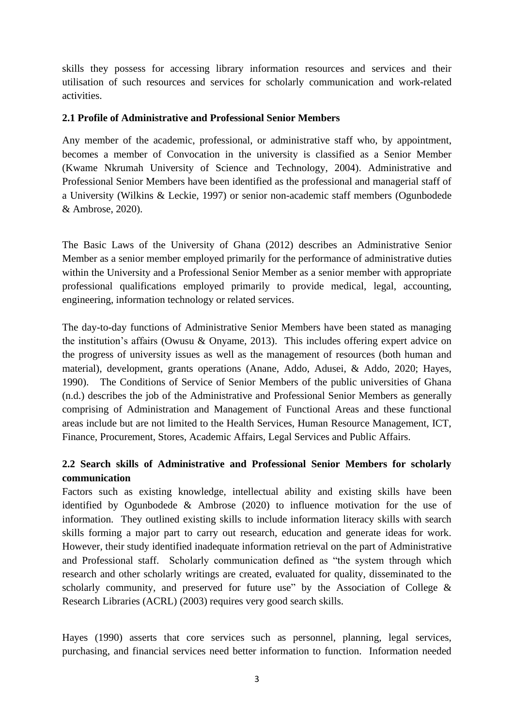skills they possess for accessing library information resources and services and their utilisation of such resources and services for scholarly communication and work-related activities.

### 2.1 Profile of Administrative and Professional Senior Members

Any member of the academic, professional, or administrative staff who, by appointment, becomes a member of Convocation in the university is classified as a Senior Member (Kwame Nkrumah University of Science and Technology, 2004). Administrative and Professional Senior Members have been identified as the professional and managerial staff of a University (Wilkins & Leckie, 1997) or senior non-academic staff members (Ogunbodede & Ambrose, 2020).

The Basic Laws of the University of Ghana (2012) describes an Administrative Senior Member as a senior member employed primarily for the performance of administrative duties within the University and a Professional Senior Member as a senior member with appropriate professional qualifications employed primarily to provide medical, legal, accounting, engineering, information technology or related services.

The day-to-day functions of Administrative Senior Members have been stated as managing the institution's affairs (Owusu & Onyame, 2013). This includes offering expert advice on the progress of university issues as well as the management of resources (both human and material), development, grants operations (Anane, Addo, Adusei, & Addo, 2020; Hayes, 1990). The Conditions of Service of Senior Members of the public universities of Ghana (n.d.) describes the job of the Administrative and Professional Senior Members as generally comprising of Administration and Management of Functional Areas and these functional areas include but are not limited to the Health Services, Human Resource Management, ICT, Finance, Procurement, Stores, Academic Affairs, Legal Services and Public Affairs.

### 2.2 Search skills of Administrative and Professional Senior Members for scholarly communication

Factors such as existing knowledge, intellectual ability and existing skills have been identified by Ogunbodede & Ambrose (2020) to influence motivation for the use of information. They outlined existing skills to include information literacy skills with search skills forming a major part to carry out research, education and generate ideas for work. However, their study identified inadequate information retrieval on the part of Administrative and Professional staff. Scholarly communication defined as "the system through which research and other scholarly writings are created, evaluated for quality, disseminated to the scholarly community, and preserved for future use" by the Association of College & Research Libraries (ACRL) (2003) requires very good search skills.

Hayes (1990) asserts that core services such as personnel, planning, legal services, purchasing, and financial services need better information to function. Information needed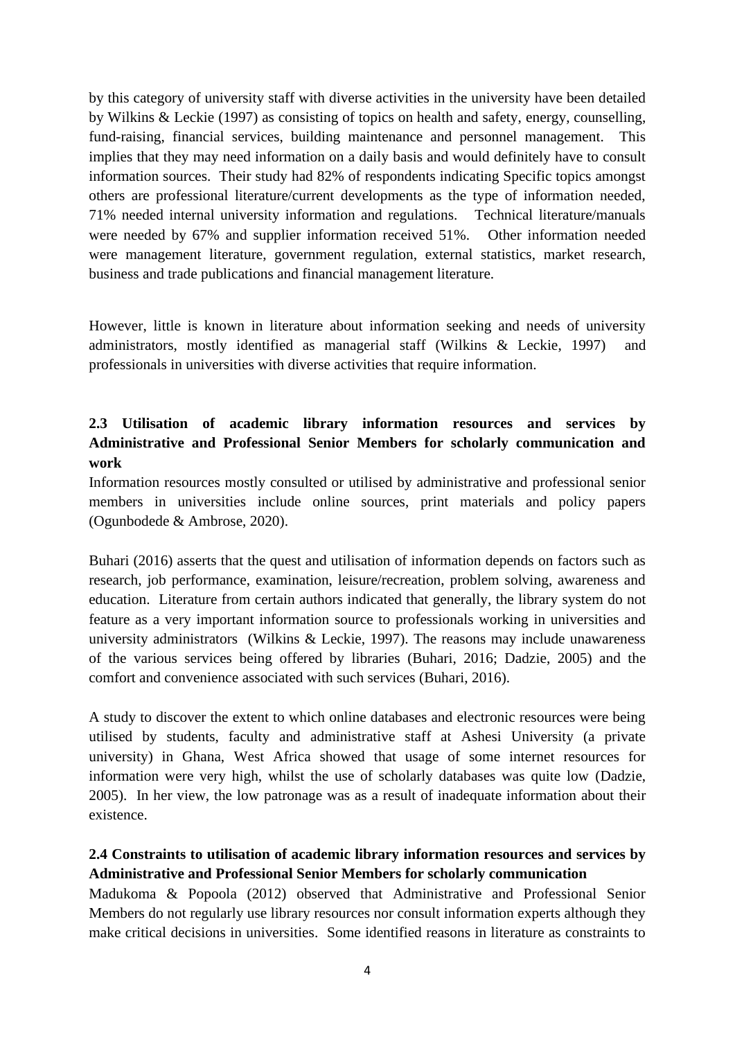by this category of university staff with diverse activities in the university have been detailed by Wilkins & Leckie (1997) as consisting of topics on health and safety, energy, counselling, fund-raising, financial services, building maintenance and personnel management. This implies that they may need information on a daily basis and would definitely have to consult information sources. Their study had 82% of respondents indicating Specific topics amongst others are professional literature/current developments as the type of information needed, 71% needed internal university information and regulations. Technical literature/manuals were needed by 67% and supplier information received 51%. Other information needed were management literature, government regulation, external statistics, market research, business and trade publications and financial management literature.

However, little is known in literature about information seeking and needs of university administrators, mostly identified as managerial staff (Wilkins & Leckie, 1997) and professionals in universities with diverse activities that require information.

### 2.3 Utilisation of academic library information resources and services by Administrative and Professional Senior Members for scholarly communication and work

Information resources mostly consulted or utilised by administrative and professional senior members in universities include online sources, print materials and policy papers (Ogunbodede & Ambrose, 2020).

Buhari (2016) asserts that the quest and utilisation of information depends on factors such as research, job performance, examination, leisure/recreation, problem solving, awareness and education. Literature from certain authors indicated that generally, the library system do not feature as a very important information source to professionals working in universities and university administrators (Wilkins & Leckie, 1997). The reasons may include unawareness of the various services being offered by libraries (Buhari, 2016; Dadzie, 2005) and the comfort and convenience associated with such services (Buhari, 2016).

A study to discover the extent to which online databases and electronic resources were being utilised by students, faculty and administrative staff at Ashesi University (a private university) in Ghana, West Africa showed that usage of some internet resources for information were very high, whilst the use of scholarly databases was quite low (Dadzie, 2005). In her view, the low patronage was as a result of inadequate information about their existence.

### 2.4 Constraints to utilisation of academic library information resources and services by Administrative and Professional Senior Members for scholarly communication

Madukoma & Popoola (2012) observed that Administrative and Professional Senior Members do not regularly use library resources nor consult information experts although they make critical decisions in universities. Some identified reasons in literature as constraints to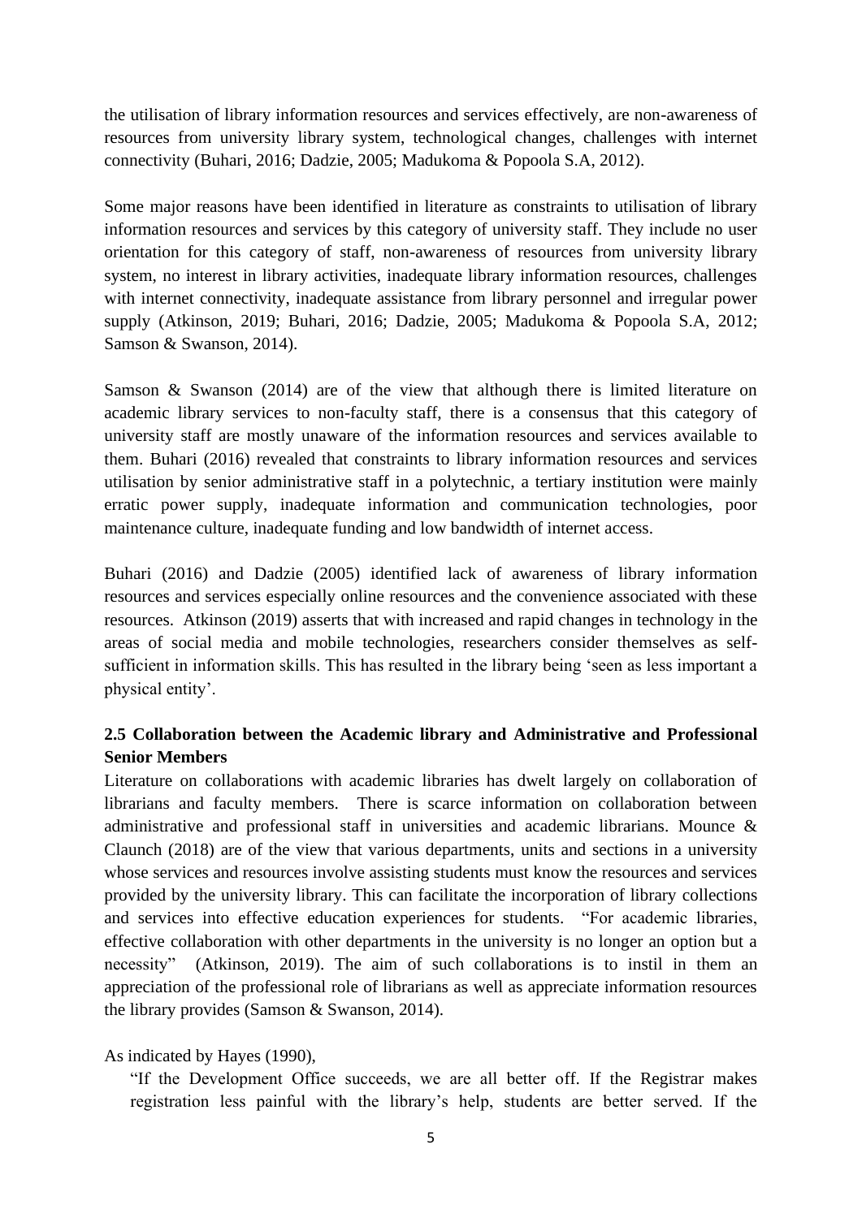the utilisation of library information resources and services effectively, are non-awareness of resources from university library system, technological changes, challenges with internet connectivity (Buhari, 2016; Dadzie, 2005; Madukoma & Popoola S.A, 2012).

Some major reasons have been identified in literature as constraints to utilisation of library information resources and services by this category of university staff. They include no user orientation for this category of staff, non-awareness of resources from university library system, no interest in library activities, inadequate library information resources, challenges with internet connectivity, inadequate assistance from library personnel and irregular power supply (Atkinson, 2019; Buhari, 2016; Dadzie, 2005; Madukoma & Popoola S.A, 2012; Samson & Swanson, 2014).

Samson & Swanson (2014) are of the view that although there is limited literature on academic library services to non-faculty staff, there is a consensus that this category of university staff are mostly unaware of the information resources and services available to them. Buhari (2016) revealed that constraints to library information resources and services utilisation by senior administrative staff in a polytechnic, a tertiary institution were mainly erratic power supply, inadequate information and communication technologies, poor maintenance culture, inadequate funding and low bandwidth of internet access.

Buhari (2016) and Dadzie (2005) identified lack of awareness of library information resources and services especially online resources and the convenience associated with these resources. Atkinson (2019) asserts that with increased and rapid changes in technology in the areas of social media and mobile technologies, researchers consider themselves as self-sufficient in information skills. This has resulted in the library being 'seen as less important a physical entity'.

## 2.5 Collaboration between the Academic library and Administrative and Professional Senior Members

Literature on collaborations with academic libraries has dwelt largely on collaboration of librarians and faculty members. There is scarce information on collaboration between administrative and professional staff in universities and academic librarians. Mounce & Claunch (2018) are of the view that various departments, units and sections in a university whose services and resources involve assisting students must know the resources and services provided by the university library. This can facilitate the incorporation of library collections and services into effective education experiences for students. "For academic libraries, effective collaboration with other departments in the university is no longer an option but a necessity" (Atkinson, 2019). The aim of such collaborations is to instil in them an appreciation of the professional role of librarians as well as appreciate information resources the library provides (Samson & Swanson, 2014).

As indicated by Hayes (1990),

> "If the Development Office succeeds, we are all better off. If the Registrar makes registration less painful with the library's help, students are better served. If the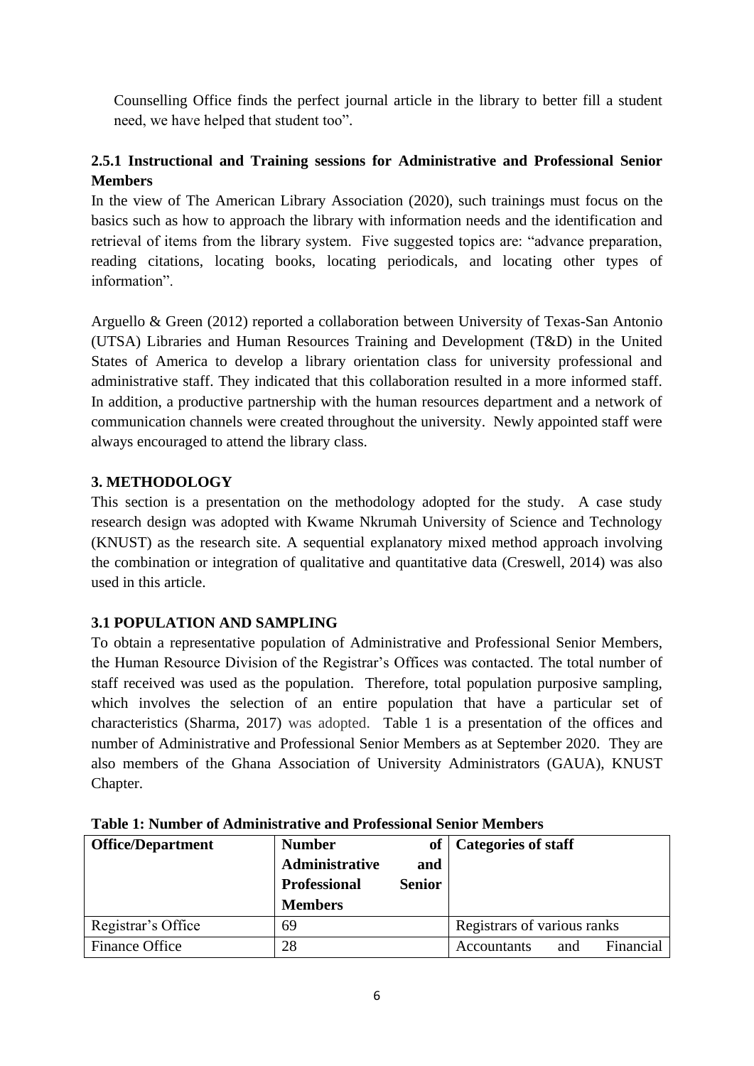Counselling Office finds the perfect journal article in the library to better fill a student need, we have helped that student too".

### 2.5.1 Instructional and Training sessions for Administrative and Professional Senior Members

In the view of The American Library Association (2020), such trainings must focus on the basics such as how to approach the library with information needs and the identification and retrieval of items from the library system. Five suggested topics are: "advance preparation, reading citations, locating books, locating periodicals, and locating other types of information".

Arguello & Green (2012) reported a collaboration between University of Texas-San Antonio (UTSA) Libraries and Human Resources Training and Development (T&D) in the United States of America to develop a library orientation class for university professional and administrative staff. They indicated that this collaboration resulted in a more informed staff. In addition, a productive partnership with the human resources department and a network of communication channels were created throughout the university. Newly appointed staff were always encouraged to attend the library class.

## 3. METHODOLOGY

This section is a presentation on the methodology adopted for the study. A case study research design was adopted with Kwame Nkrumah University of Science and Technology (KNUST) as the research site. A sequential explanatory mixed method approach involving the combination or integration of qualitative and quantitative data (Creswell, 2014) was also used in this article.

### 3.1 POPULATION AND SAMPLING

To obtain a representative population of Administrative and Professional Senior Members, the Human Resource Division of the Registrar's Offices was contacted. The total number of staff received was used as the population. Therefore, total population purposive sampling, which involves the selection of an entire population that have a particular set of characteristics (Sharma, 2017) was adopted. Table 1 is a presentation of the offices and number of Administrative and Professional Senior Members as at September 2020. They are also members of the Ghana Association of University Administrators (GAUA), KNUST Chapter.

**Table 1: Number of Administrative and Professional Senior Members**

| Office/Department | Number of Administrative and Professional Senior Members | Categories of staff |
|---|---|---|
| Registrar's Office | 69 | Registrars of various ranks |
| Finance Office | 28 | Accountants and Financial |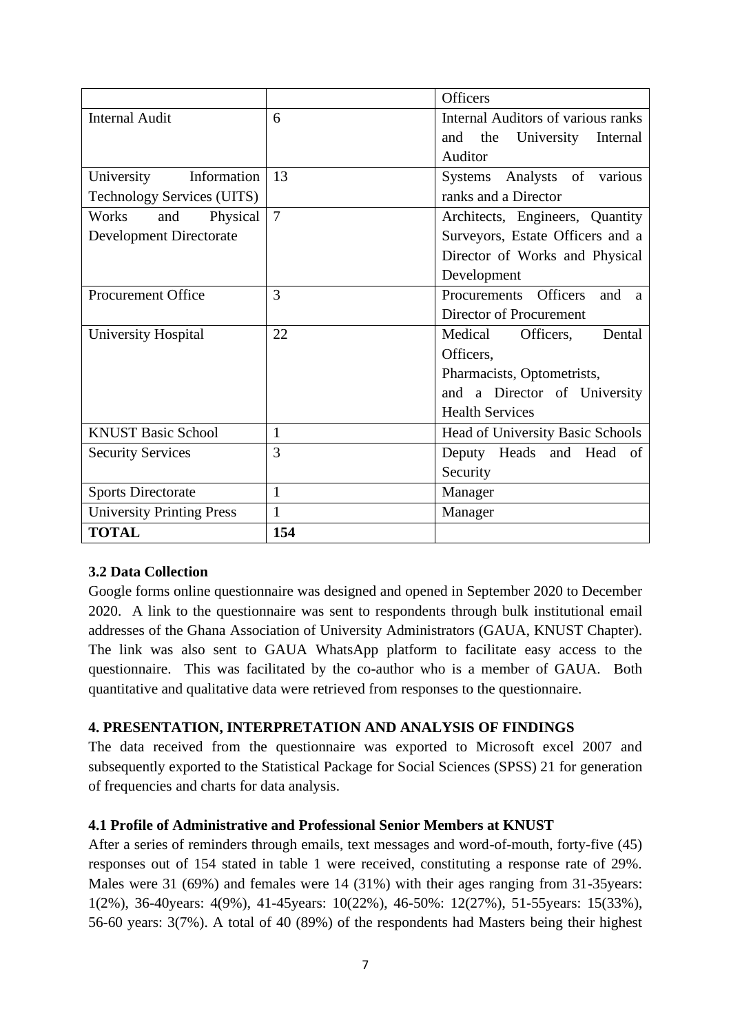| | | Officers |
|---|---|---|
| Internal Audit | 6 | Internal Auditors of various ranks and the University Internal Auditor |
| University Information Technology Services (UITS) | 13 | Systems Analysts of various ranks and a Director |
| Works and Physical Development Directorate | 7 | Architects, Engineers, Quantity Surveyors, Estate Officers and a Director of Works and Physical Development |
| Procurement Office | 3 | Procurements Officers and a Director of Procurement |
| University Hospital | 22 | Medical Officers, Dental Officers, Pharmacists, Optometrists, and a Director of University Health Services |
| KNUST Basic School | 1 | Head of University Basic Schools |
| Security Services | 3 | Deputy Heads and Head of Security |
| Sports Directorate | 1 | Manager |
| University Printing Press | 1 | Manager |
| **TOTAL** | **154** | |

### 3.2 Data Collection

Google forms online questionnaire was designed and opened in September 2020 to December 2020. A link to the questionnaire was sent to respondents through bulk institutional email addresses of the Ghana Association of University Administrators (GAUA, KNUST Chapter). The link was also sent to GAUA WhatsApp platform to facilitate easy access to the questionnaire. This was facilitated by the co-author who is a member of GAUA. Both quantitative and qualitative data were retrieved from responses to the questionnaire.

## 4. PRESENTATION, INTERPRETATION AND ANALYSIS OF FINDINGS

The data received from the questionnaire was exported to Microsoft excel 2007 and subsequently exported to the Statistical Package for Social Sciences (SPSS) 21 for generation of frequencies and charts for data analysis.

### 4.1 Profile of Administrative and Professional Senior Members at KNUST

After a series of reminders through emails, text messages and word-of-mouth, forty-five (45) responses out of 154 stated in table 1 were received, constituting a response rate of 29%. Males were 31 (69%) and females were 14 (31%) with their ages ranging from 31-35years: 1(2%), 36-40years: 4(9%), 41-45years: 10(22%), 46-50%: 12(27%), 51-55years: 15(33%), 56-60 years: 3(7%). A total of 40 (89%) of the respondents had Masters being their highest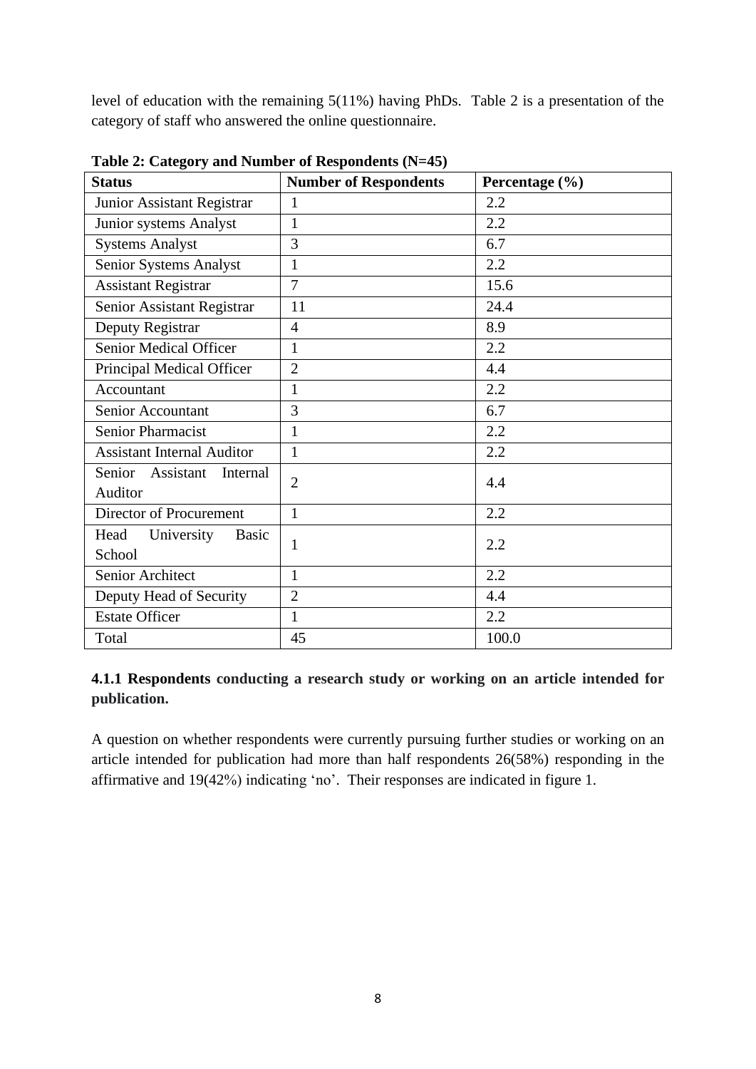level of education with the remaining 5(11%) having PhDs. Table 2 is a presentation of the category of staff who answered the online questionnaire.

**Table 2: Category and Number of Respondents (N=45)**

| Status | Number of Respondents | Percentage (%) |
|---|---|---|
| Junior Assistant Registrar | 1 | 2.2 |
| Junior systems Analyst | 1 | 2.2 |
| Systems Analyst | 3 | 6.7 |
| Senior Systems Analyst | 1 | 2.2 |
| Assistant Registrar | 7 | 15.6 |
| Senior Assistant Registrar | 11 | 24.4 |
| Deputy Registrar | 4 | 8.9 |
| Senior Medical Officer | 1 | 2.2 |
| Principal Medical Officer | 2 | 4.4 |
| Accountant | 1 | 2.2 |
| Senior Accountant | 3 | 6.7 |
| Senior Pharmacist | 1 | 2.2 |
| Assistant Internal Auditor | 1 | 2.2 |
| Senior Assistant Internal Auditor | 2 | 4.4 |
| Director of Procurement | 1 | 2.2 |
| Head University Basic School | 1 | 2.2 |
| Senior Architect | 1 | 2.2 |
| Deputy Head of Security | 2 | 4.4 |
| Estate Officer | 1 | 2.2 |
| Total | 45 | 100.0 |

### 4.1.1 Respondents conducting a research study or working on an article intended for publication.

A question on whether respondents were currently pursuing further studies or working on an article intended for publication had more than half respondents 26(58%) responding in the affirmative and 19(42%) indicating 'no'. Their responses are indicated in figure 1.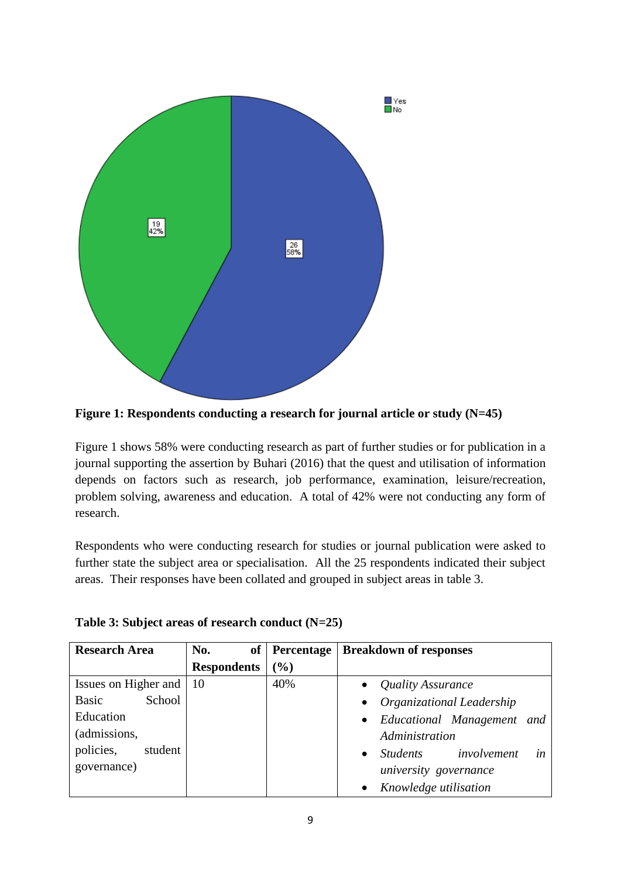**Figure 1: Respondents conducting a research for journal article or study (N=45)**

Figure 1 shows 58% were conducting research as part of further studies or for publication in a journal supporting the assertion by Buhari (2016) that the quest and utilisation of information depends on factors such as research, job performance, examination, leisure/recreation, problem solving, awareness and education. A total of 42% were not conducting any form of research.

Respondents who were conducting research for studies or journal publication were asked to further state the subject area or specialisation. All the 25 respondents indicated their subject areas. Their responses have been collated and grouped in subject areas in table 3.

**Table 3: Subject areas of research conduct (N=25)**

| Research Area | No. of Respondents | Percentage (%) | Breakdown of responses |
|---|---|---|---|
| Issues on Higher and Basic School Education (admissions, policies, student governance) | 10 | 40% | • *Quality Assurance*<br>• *Organizational Leadership*<br>• *Educational Management and Administration*<br>• *Students involvement in university governance*<br>• *Knowledge utilisation* |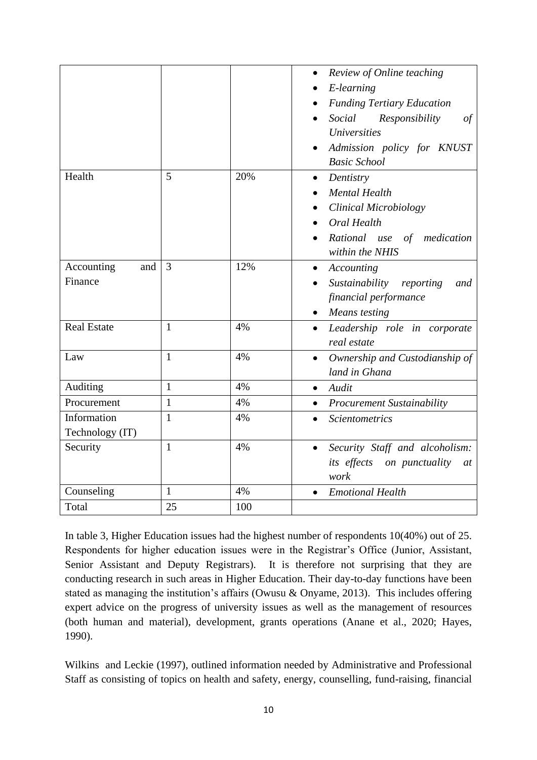| | | | |
|---|---|---|---|
| | | | • *Review of Online teaching*<br>• *E-learning*<br>• *Funding Tertiary Education*<br>• *Social Responsibility of Universities*<br>• *Admission policy for KNUST Basic School* |
| Health | 5 | 20% | • *Dentistry*<br>• *Mental Health*<br>• *Clinical Microbiology*<br>• *Oral Health*<br>• *Rational use of medication within the NHIS* |
| Accounting and Finance | 3 | 12% | • *Accounting*<br>• *Sustainability reporting and financial performance*<br>• *Means testing* |
| Real Estate | 1 | 4% | • *Leadership role in corporate real estate* |
| Law | 1 | 4% | • *Ownership and Custodianship of land in Ghana* |
| Auditing | 1 | 4% | • *Audit* |
| Procurement | 1 | 4% | • *Procurement Sustainability* |
| Information Technology (IT) | 1 | 4% | • *Scientometrics* |
| Security | 1 | 4% | • *Security Staff and alcoholism: its effects on punctuality at work* |
| Counseling | 1 | 4% | • *Emotional Health* |
| Total | 25 | 100 | |

In table 3, Higher Education issues had the highest number of respondents 10(40%) out of 25. Respondents for higher education issues were in the Registrar's Office (Junior, Assistant, Senior Assistant and Deputy Registrars). It is therefore not surprising that they are conducting research in such areas in Higher Education. Their day-to-day functions have been stated as managing the institution's affairs (Owusu & Onyame, 2013). This includes offering expert advice on the progress of university issues as well as the management of resources (both human and material), development, grants operations (Anane et al., 2020; Hayes, 1990).

Wilkins and Leckie (1997), outlined information needed by Administrative and Professional Staff as consisting of topics on health and safety, energy, counselling, fund-raising, financial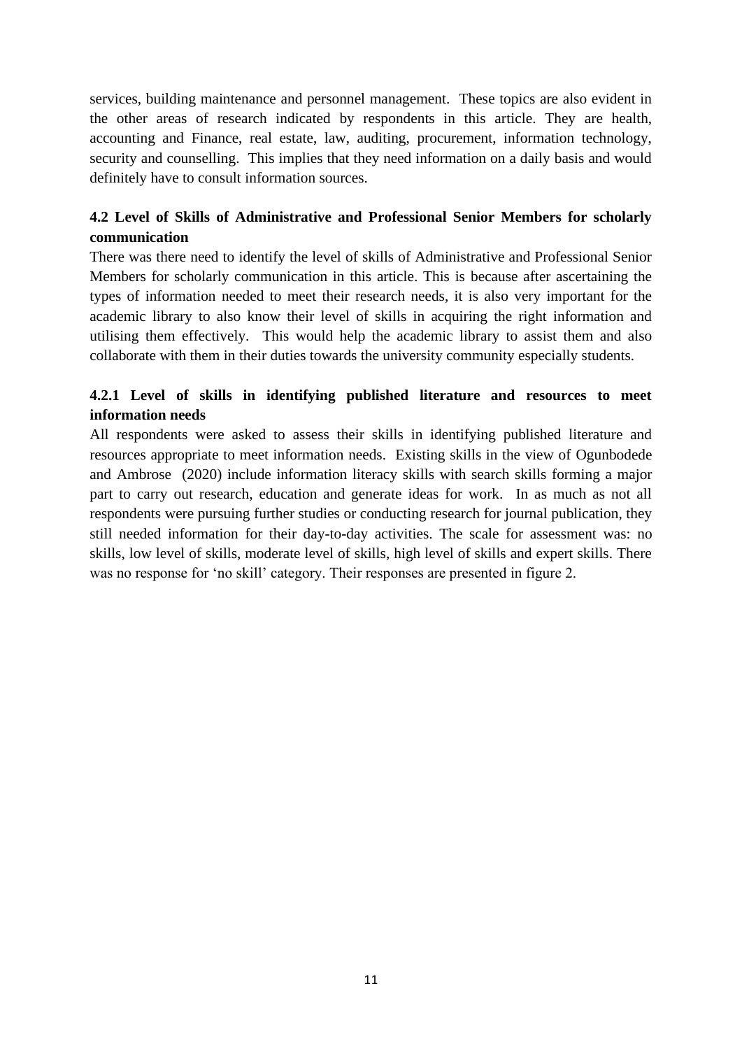services, building maintenance and personnel management. These topics are also evident in the other areas of research indicated by respondents in this article. They are health, accounting and Finance, real estate, law, auditing, procurement, information technology, security and counselling. This implies that they need information on a daily basis and would definitely have to consult information sources.

### 4.2 Level of Skills of Administrative and Professional Senior Members for scholarly communication

There was there need to identify the level of skills of Administrative and Professional Senior Members for scholarly communication in this article. This is because after ascertaining the types of information needed to meet their research needs, it is also very important for the academic library to also know their level of skills in acquiring the right information and utilising them effectively. This would help the academic library to assist them and also collaborate with them in their duties towards the university community especially students.

#### 4.2.1 Level of skills in identifying published literature and resources to meet information needs

All respondents were asked to assess their skills in identifying published literature and resources appropriate to meet information needs. Existing skills in the view of Ogunbodede and Ambrose (2020) include information literacy skills with search skills forming a major part to carry out research, education and generate ideas for work. In as much as not all respondents were pursuing further studies or conducting research for journal publication, they still needed information for their day-to-day activities. The scale for assessment was: no skills, low level of skills, moderate level of skills, high level of skills and expert skills. There was no response for 'no skill' category. Their responses are presented in figure 2.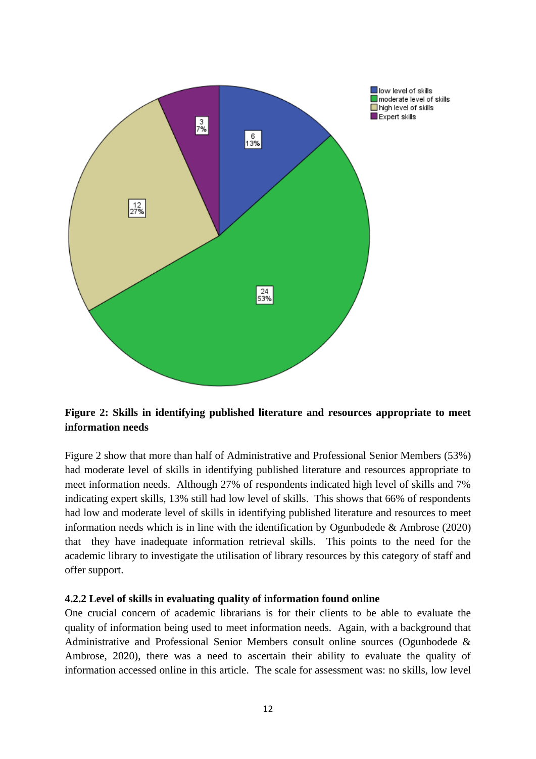**Figure 2: Skills in identifying published literature and resources appropriate to meet information needs**

Figure 2 show that more than half of Administrative and Professional Senior Members (53%) had moderate level of skills in identifying published literature and resources appropriate to meet information needs. Although 27% of respondents indicated high level of skills and 7% indicating expert skills, 13% still had low level of skills. This shows that 66% of respondents had low and moderate level of skills in identifying published literature and resources to meet information needs which is in line with the identification by Ogunbodede & Ambrose (2020) that they have inadequate information retrieval skills. This points to the need for the academic library to investigate the utilisation of library resources by this category of staff and offer support.

### 4.2.2 Level of skills in evaluating quality of information found online

One crucial concern of academic librarians is for their clients to be able to evaluate the quality of information being used to meet information needs. Again, with a background that Administrative and Professional Senior Members consult online sources (Ogunbodede & Ambrose, 2020), there was a need to ascertain their ability to evaluate the quality of information accessed online in this article. The scale for assessment was: no skills, low level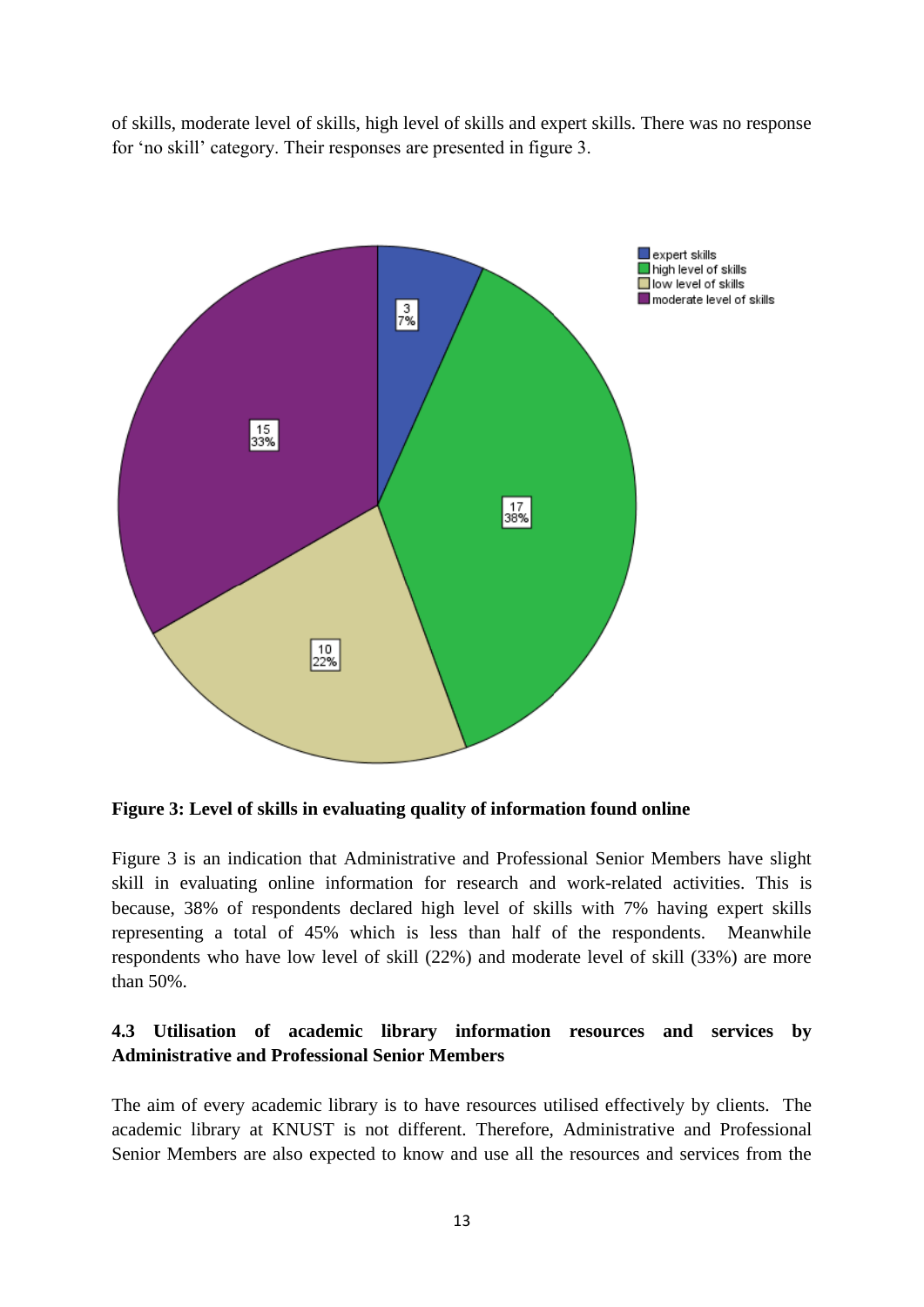of skills, moderate level of skills, high level of skills and expert skills. There was no response for 'no skill' category. Their responses are presented in figure 3.

**Figure 3: Level of skills in evaluating quality of information found online**

Figure 3 is an indication that Administrative and Professional Senior Members have slight skill in evaluating online information for research and work-related activities. This is because, 38% of respondents declared high level of skills with 7% having expert skills representing a total of 45% which is less than half of the respondents. Meanwhile respondents who have low level of skill (22%) and moderate level of skill (33%) are more than 50%.

### 4.3 Utilisation of academic library information resources and services by Administrative and Professional Senior Members

The aim of every academic library is to have resources utilised effectively by clients. The academic library at KNUST is not different. Therefore, Administrative and Professional Senior Members are also expected to know and use all the resources and services from the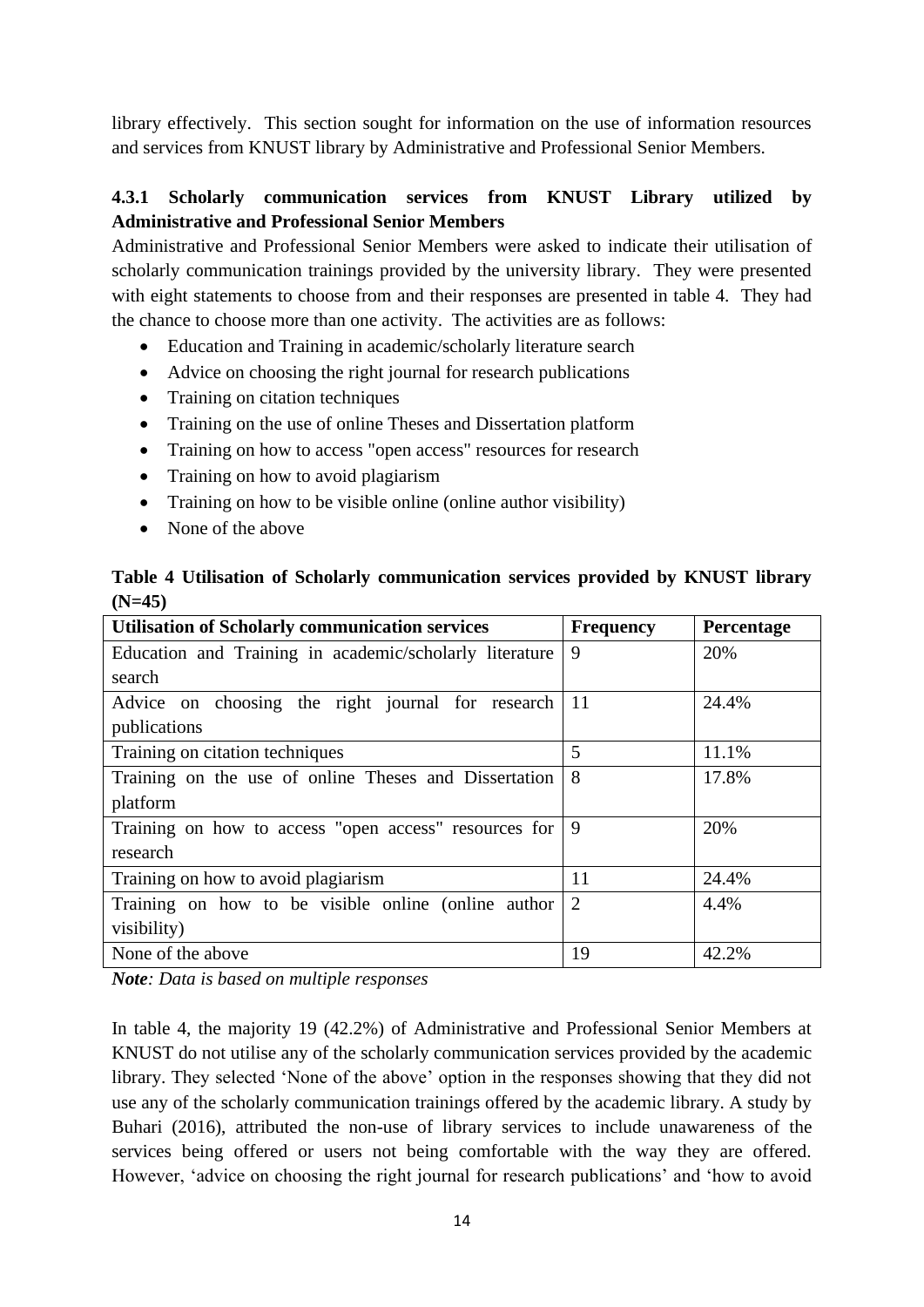library effectively. This section sought for information on the use of information resources and services from KNUST library by Administrative and Professional Senior Members.

### 4.3.1 Scholarly communication services from KNUST Library utilized by Administrative and Professional Senior Members

Administrative and Professional Senior Members were asked to indicate their utilisation of scholarly communication trainings provided by the university library. They were presented with eight statements to choose from and their responses are presented in table 4. They had the chance to choose more than one activity. The activities are as follows:

- Education and Training in academic/scholarly literature search
- Advice on choosing the right journal for research publications
- Training on citation techniques
- Training on the use of online Theses and Dissertation platform
- Training on how to access "open access" resources for research
- Training on how to avoid plagiarism
- Training on how to be visible online (online author visibility)
- None of the above

**Table 4 Utilisation of Scholarly communication services provided by KNUST library (N=45)**

| Utilisation of Scholarly communication services | Frequency | Percentage |
|---|---|---|
| Education and Training in academic/scholarly literature search | 9 | 20% |
| Advice on choosing the right journal for research publications | 11 | 24.4% |
| Training on citation techniques | 5 | 11.1% |
| Training on the use of online Theses and Dissertation platform | 8 | 17.8% |
| Training on how to access "open access" resources for research | 9 | 20% |
| Training on how to avoid plagiarism | 11 | 24.4% |
| Training on how to be visible online (online author visibility) | 2 | 4.4% |
| None of the above | 19 | 42.2% |

***Note**: Data is based on multiple responses*

In table 4, the majority 19 (42.2%) of Administrative and Professional Senior Members at KNUST do not utilise any of the scholarly communication services provided by the academic library. They selected 'None of the above' option in the responses showing that they did not use any of the scholarly communication trainings offered by the academic library. A study by Buhari (2016), attributed the non-use of library services to include unawareness of the services being offered or users not being comfortable with the way they are offered. However, 'advice on choosing the right journal for research publications' and 'how to avoid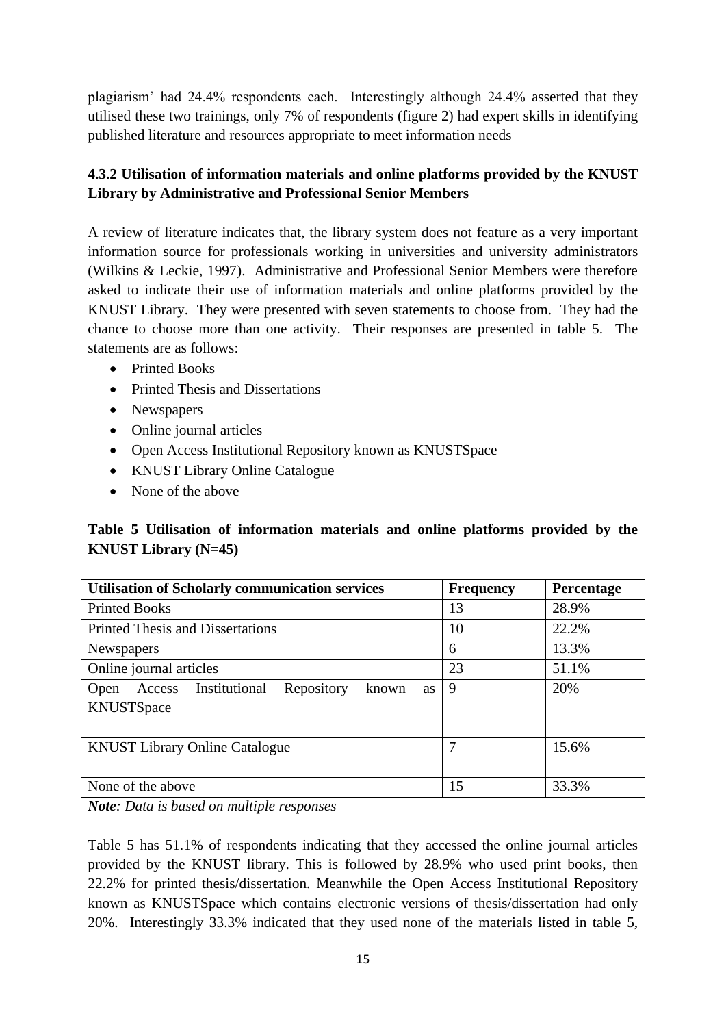plagiarism' had 24.4% respondents each. Interestingly although 24.4% asserted that they utilised these two trainings, only 7% of respondents (figure 2) had expert skills in identifying published literature and resources appropriate to meet information needs

### 4.3.2 Utilisation of information materials and online platforms provided by the KNUST Library by Administrative and Professional Senior Members

A review of literature indicates that, the library system does not feature as a very important information source for professionals working in universities and university administrators (Wilkins & Leckie, 1997). Administrative and Professional Senior Members were therefore asked to indicate their use of information materials and online platforms provided by the KNUST Library. They were presented with seven statements to choose from. They had the chance to choose more than one activity. Their responses are presented in table 5. The statements are as follows:

- Printed Books
- Printed Thesis and Dissertations
- Newspapers
- Online journal articles
- Open Access Institutional Repository known as KNUSTSpace
- KNUST Library Online Catalogue
- None of the above

**Table 5 Utilisation of information materials and online platforms provided by the KNUST Library (N=45)**

| Utilisation of Scholarly communication services | Frequency | Percentage |
|---|---|---|
| Printed Books | 13 | 28.9% |
| Printed Thesis and Dissertations | 10 | 22.2% |
| Newspapers | 6 | 13.3% |
| Online journal articles | 23 | 51.1% |
| Open Access Institutional Repository known as KNUSTSpace | 9 | 20% |
| KNUST Library Online Catalogue | 7 | 15.6% |
| None of the above | 15 | 33.3% |

***Note**: Data is based on multiple responses*

Table 5 has 51.1% of respondents indicating that they accessed the online journal articles provided by the KNUST library. This is followed by 28.9% who used print books, then 22.2% for printed thesis/dissertation. Meanwhile the Open Access Institutional Repository known as KNUSTSpace which contains electronic versions of thesis/dissertation had only 20%. Interestingly 33.3% indicated that they used none of the materials listed in table 5,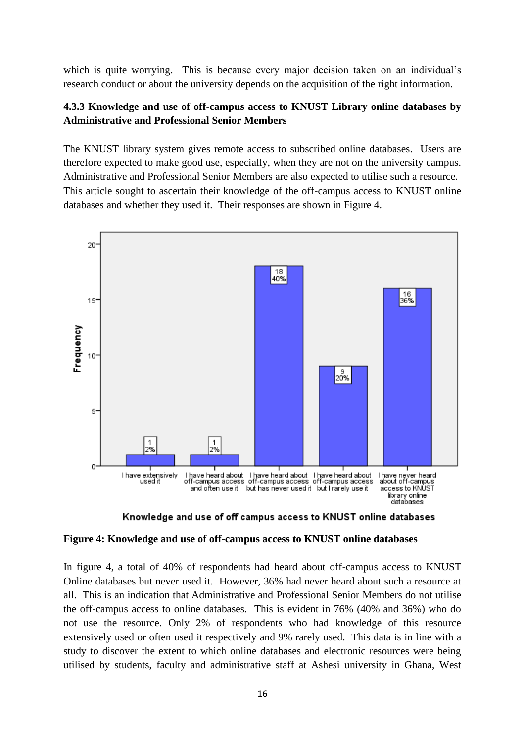which is quite worrying. This is because every major decision taken on an individual's research conduct or about the university depends on the acquisition of the right information.

### 4.3.3 Knowledge and use of off-campus access to KNUST Library online databases by Administrative and Professional Senior Members

The KNUST library system gives remote access to subscribed online databases. Users are therefore expected to make good use, especially, when they are not on the university campus. Administrative and Professional Senior Members are also expected to utilise such a resource. This article sought to ascertain their knowledge of the off-campus access to KNUST online databases and whether they used it. Their responses are shown in Figure 4.

**Figure 4: Knowledge and use of off-campus access to KNUST online databases**

In figure 4, a total of 40% of respondents had heard about off-campus access to KNUST Online databases but never used it. However, 36% had never heard about such a resource at all. This is an indication that Administrative and Professional Senior Members do not utilise the off-campus access to online databases. This is evident in 76% (40% and 36%) who do not use the resource. Only 2% of respondents who had knowledge of this resource extensively used or often used it respectively and 9% rarely used. This data is in line with a study to discover the extent to which online databases and electronic resources were being utilised by students, faculty and administrative staff at Ashesi university in Ghana, West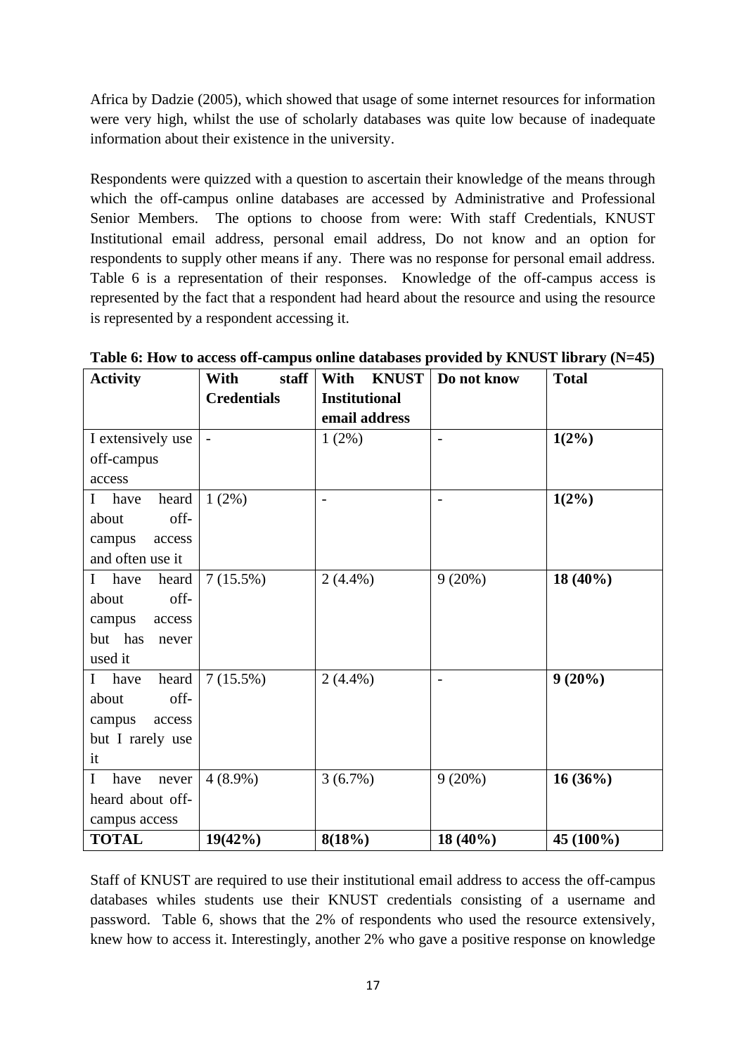Africa by Dadzie (2005), which showed that usage of some internet resources for information were very high, whilst the use of scholarly databases was quite low because of inadequate information about their existence in the university.

Respondents were quizzed with a question to ascertain their knowledge of the means through which the off-campus online databases are accessed by Administrative and Professional Senior Members. The options to choose from were: With staff Credentials, KNUST Institutional email address, personal email address, Do not know and an option for respondents to supply other means if any. There was no response for personal email address. Table 6 is a representation of their responses. Knowledge of the off-campus access is represented by the fact that a respondent had heard about the resource and using the resource is represented by a respondent accessing it.

**Table 6: How to access off-campus online databases provided by KNUST library (N=45)**

| Activity | With staff Credentials | With KNUST Institutional email address | Do not know | Total |
|---|---|---|---|---|
| I extensively use off-campus access | - | 1 (2%) | - | **1(2%)** |
| I have heard about off-campus access and often use it | 1 (2%) | - | - | **1(2%)** |
| I have heard about off-campus access but has never used it | 7 (15.5%) | 2 (4.4%) | 9 (20%) | **18 (40%)** |
| I have heard about off-campus access but I rarely use it | 7 (15.5%) | 2 (4.4%) | - | **9 (20%)** |
| I have never heard about off-campus access | 4 (8.9%) | 3 (6.7%) | 9 (20%) | **16 (36%)** |
| **TOTAL** | **19(42%)** | **8(18%)** | **18 (40%)** | **45 (100%)** |

Staff of KNUST are required to use their institutional email address to access the off-campus databases whiles students use their KNUST credentials consisting of a username and password. Table 6, shows that the 2% of respondents who used the resource extensively, knew how to access it. Interestingly, another 2% who gave a positive response on knowledge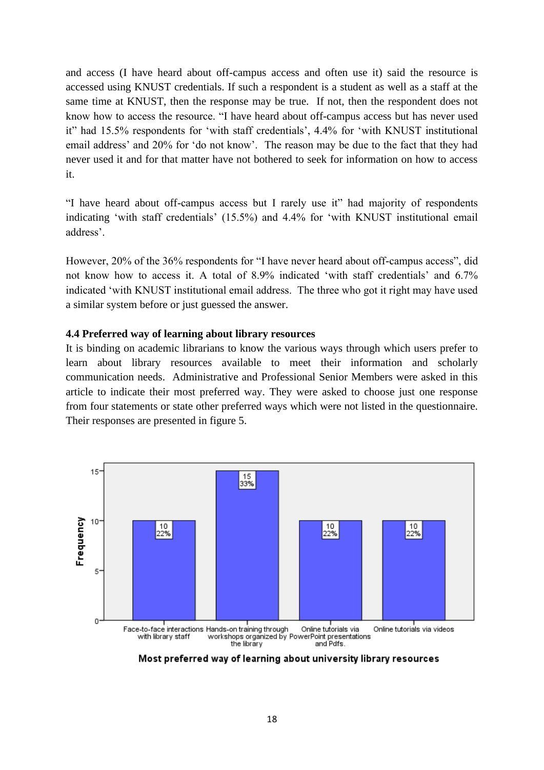and access (I have heard about off-campus access and often use it) said the resource is accessed using KNUST credentials. If such a respondent is a student as well as a staff at the same time at KNUST, then the response may be true. If not, then the respondent does not know how to access the resource. "I have heard about off-campus access but has never used it" had 15.5% respondents for 'with staff credentials', 4.4% for 'with KNUST institutional email address' and 20% for 'do not know'. The reason may be due to the fact that they had never used it and for that matter have not bothered to seek for information on how to access it.

"I have heard about off-campus access but I rarely use it" had majority of respondents indicating 'with staff credentials' (15.5%) and 4.4% for 'with KNUST institutional email address'.

However, 20% of the 36% respondents for "I have never heard about off-campus access", did not know how to access it. A total of 8.9% indicated 'with staff credentials' and 6.7% indicated 'with KNUST institutional email address. The three who got it right may have used a similar system before or just guessed the answer.

**4.4 Preferred way of learning about library resources**

It is binding on academic librarians to know the various ways through which users prefer to learn about library resources available to meet their information and scholarly communication needs. Administrative and Professional Senior Members were asked in this article to indicate their most preferred way. They were asked to choose just one response from four statements or state other preferred ways which were not listed in the questionnaire. Their responses are presented in figure 5.

| Most preferred way of learning about university library resources | Frequency | Percent |
|---|---|---|
| Face-to-face interactions with library staff | 10 | 22% |
| Hands-on training through workshops organized by the library | 15 | 33% |
| Online tutorials via PowerPoint presentations and Pdfs. | 10 | 22% |
| Online tutorials via videos | 10 | 22% |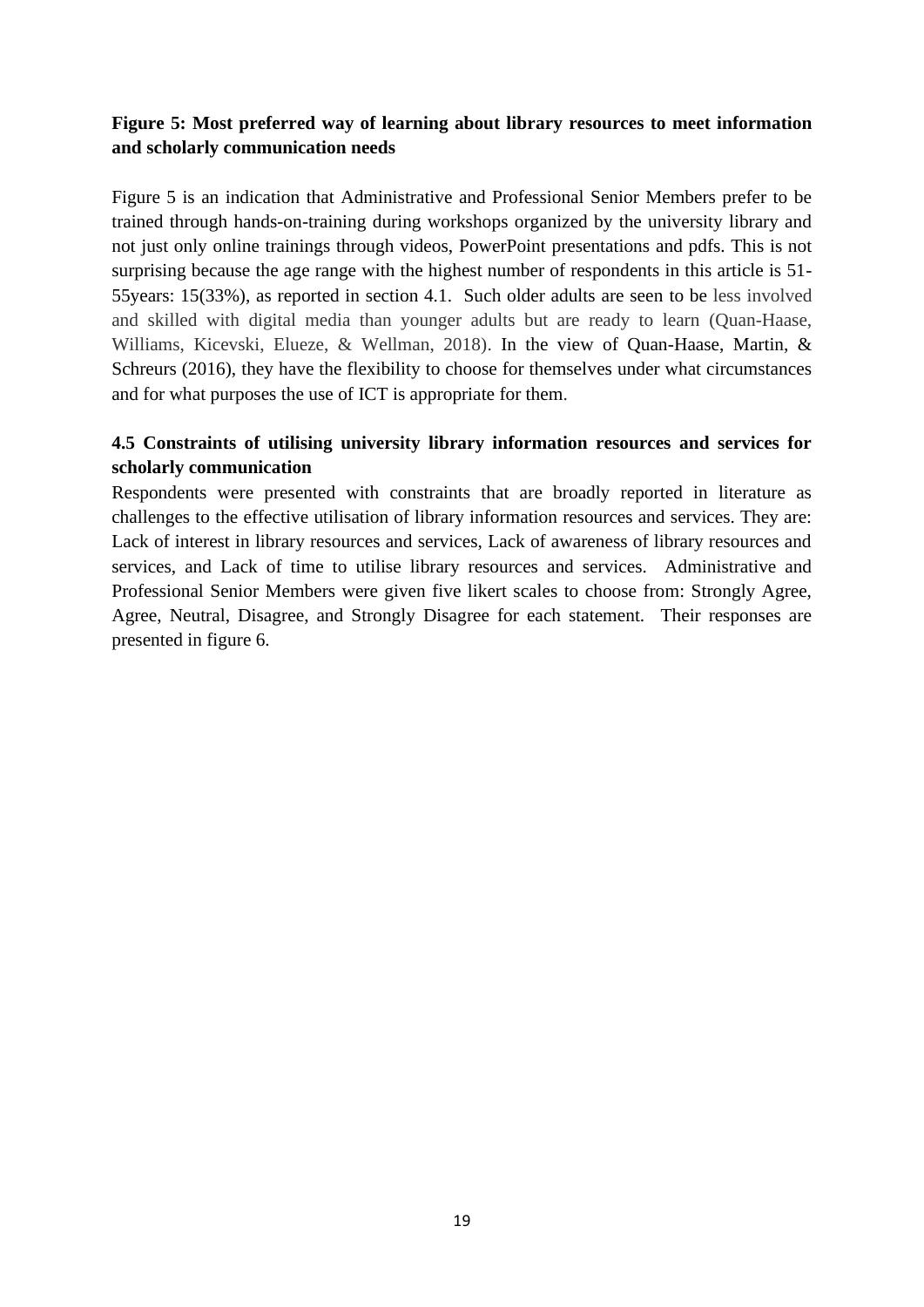**Figure 5: Most preferred way of learning about library resources to meet information and scholarly communication needs**

Figure 5 is an indication that Administrative and Professional Senior Members prefer to be trained through hands-on-training during workshops organized by the university library and not just only online trainings through videos, PowerPoint presentations and pdfs. This is not surprising because the age range with the highest number of respondents in this article is 51-55years: 15(33%), as reported in section 4.1. Such older adults are seen to be less involved and skilled with digital media than younger adults but are ready to learn (Quan-Haase, Williams, Kicevski, Elueze, & Wellman, 2018). In the view of Quan-Haase, Martin, & Schreurs (2016), they have the flexibility to choose for themselves under what circumstances and for what purposes the use of ICT is appropriate for them.

### 4.5 Constraints of utilising university library information resources and services for scholarly communication

Respondents were presented with constraints that are broadly reported in literature as challenges to the effective utilisation of library information resources and services. They are: Lack of interest in library resources and services, Lack of awareness of library resources and services, and Lack of time to utilise library resources and services. Administrative and Professional Senior Members were given five likert scales to choose from: Strongly Agree, Agree, Neutral, Disagree, and Strongly Disagree for each statement. Their responses are presented in figure 6.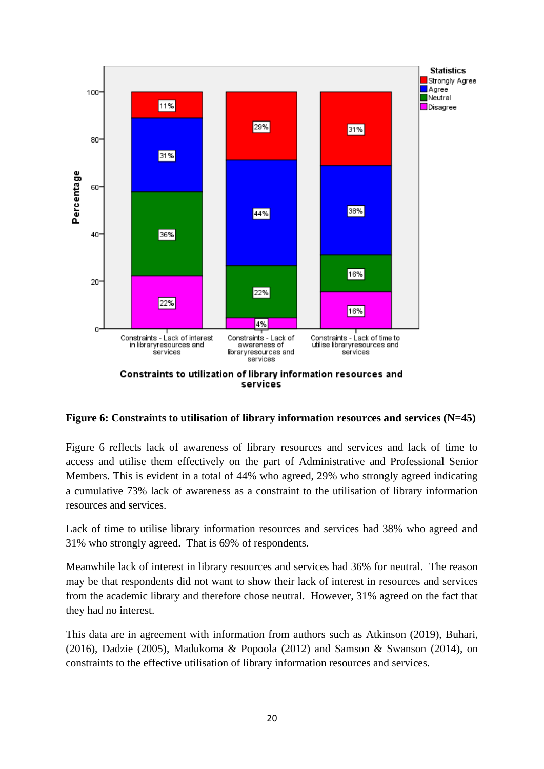**Figure 6: Constraints to utilisation of library information resources and services (N=45)**

Figure 6 reflects lack of awareness of library resources and services and lack of time to access and utilise them effectively on the part of Administrative and Professional Senior Members. This is evident in a total of 44% who agreed, 29% who strongly agreed indicating a cumulative 73% lack of awareness as a constraint to the utilisation of library information resources and services.

Lack of time to utilise library information resources and services had 38% who agreed and 31% who strongly agreed. That is 69% of respondents.

Meanwhile lack of interest in library resources and services had 36% for neutral. The reason may be that respondents did not want to show their lack of interest in resources and services from the academic library and therefore chose neutral. However, 31% agreed on the fact that they had no interest.

This data are in agreement with information from authors such as Atkinson (2019), Buhari, (2016), Dadzie (2005), Madukoma & Popoola (2012) and Samson & Swanson (2014), on constraints to the effective utilisation of library information resources and services.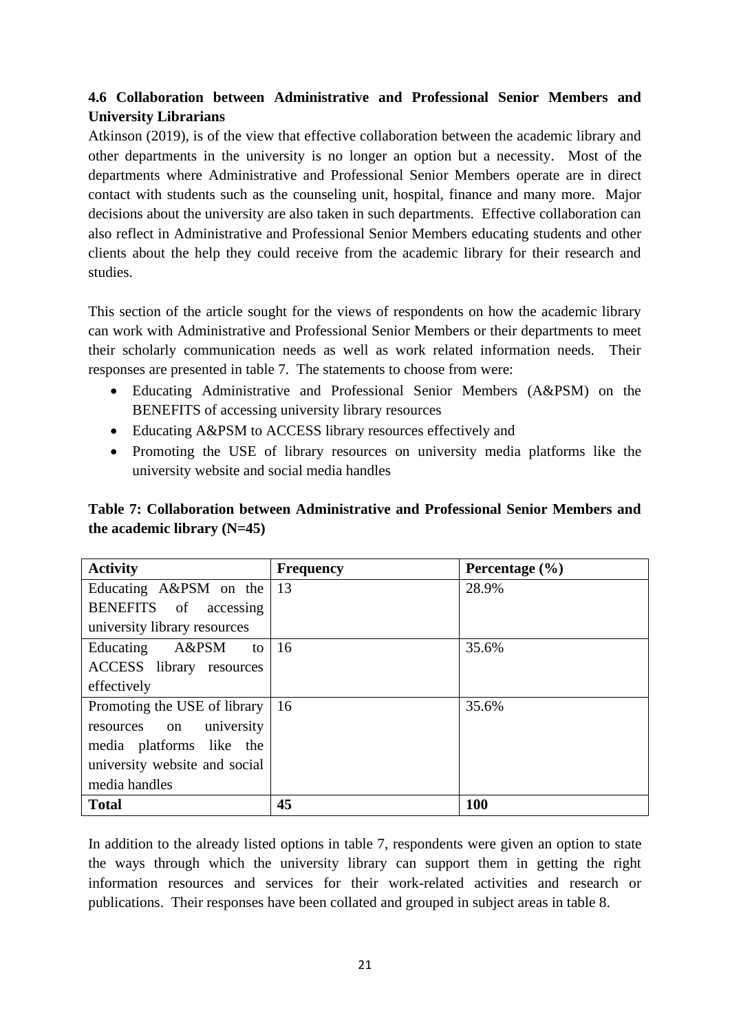**4.6 Collaboration between Administrative and Professional Senior Members and University Librarians**

Atkinson (2019), is of the view that effective collaboration between the academic library and other departments in the university is no longer an option but a necessity. Most of the departments where Administrative and Professional Senior Members operate are in direct contact with students such as the counseling unit, hospital, finance and many more. Major decisions about the university are also taken in such departments. Effective collaboration can also reflect in Administrative and Professional Senior Members educating students and other clients about the help they could receive from the academic library for their research and studies.

This section of the article sought for the views of respondents on how the academic library can work with Administrative and Professional Senior Members or their departments to meet their scholarly communication needs as well as work related information needs. Their responses are presented in table 7. The statements to choose from were:

- Educating Administrative and Professional Senior Members (A&PSM) on the BENEFITS of accessing university library resources
- Educating A&PSM to ACCESS library resources effectively and
- Promoting the USE of library resources on university media platforms like the university website and social media handles

**Table 7: Collaboration between Administrative and Professional Senior Members and the academic library (N=45)**

| **Activity** | **Frequency** | **Percentage (%)** |
|---|---|---|
| Educating A&PSM on the BENEFITS of accessing university library resources | 13 | 28.9% |
| Educating A&PSM to ACCESS library resources effectively | 16 | 35.6% |
| Promoting the USE of library resources on university media platforms like the university website and social media handles | 16 | 35.6% |
| **Total** | **45** | **100** |

In addition to the already listed options in table 7, respondents were given an option to state the ways through which the university library can support them in getting the right information resources and services for their work-related activities and research or publications. Their responses have been collated and grouped in subject areas in table 8.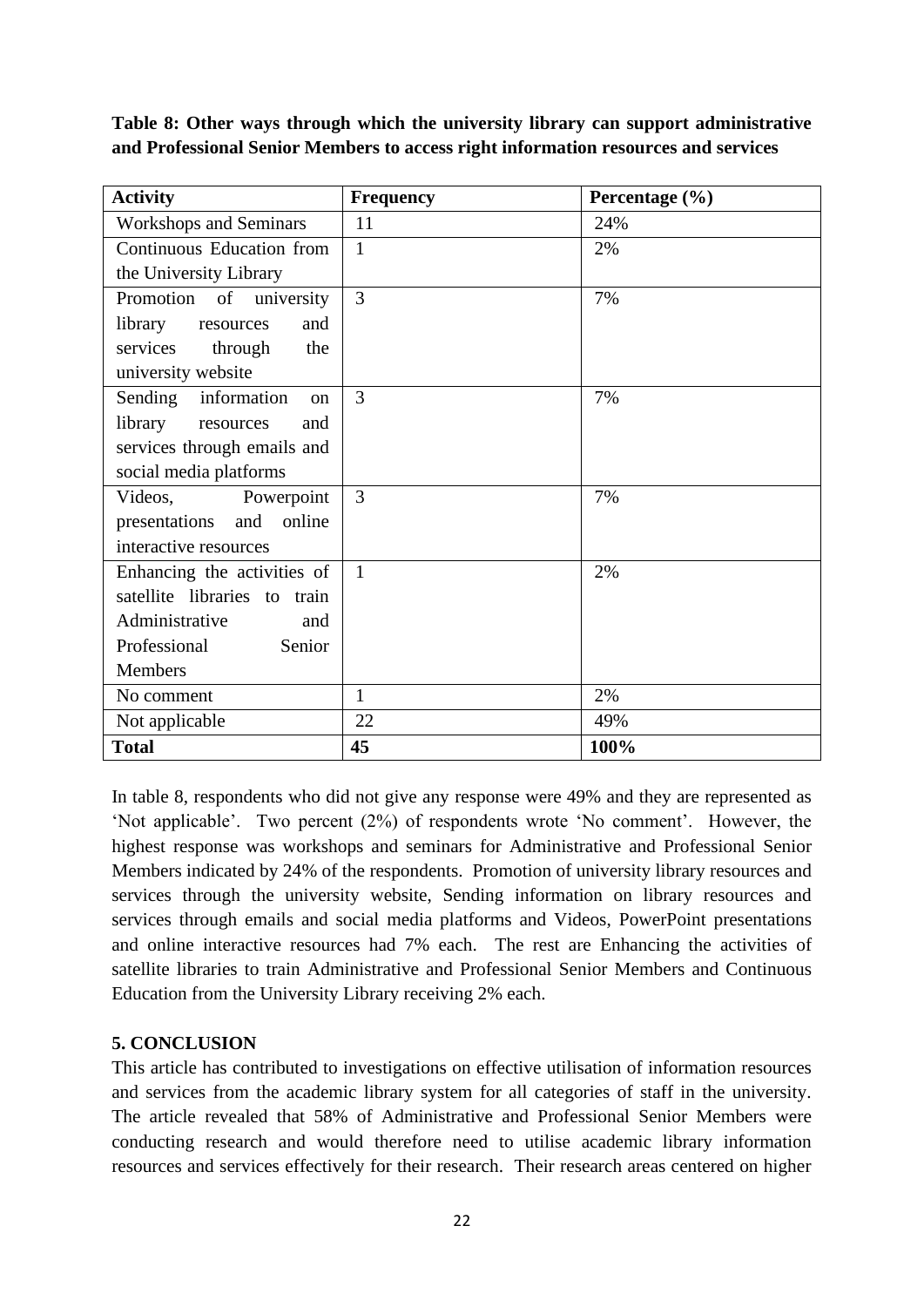**Table 8: Other ways through which the university library can support administrative and Professional Senior Members to access right information resources and services**

| Activity | Frequency | Percentage (%) |
|---|---|---|
| Workshops and Seminars | 11 | 24% |
| Continuous Education from the University Library | 1 | 2% |
| Promotion of university library resources and services through the university website | 3 | 7% |
| Sending information on library resources and services through emails and social media platforms | 3 | 7% |
| Videos, Powerpoint presentations and online interactive resources | 3 | 7% |
| Enhancing the activities of satellite libraries to train Administrative and Professional Senior Members | 1 | 2% |
| No comment | 1 | 2% |
| Not applicable | 22 | 49% |
| **Total** | **45** | **100%** |

In table 8, respondents who did not give any response were 49% and they are represented as 'Not applicable'. Two percent (2%) of respondents wrote 'No comment'. However, the highest response was workshops and seminars for Administrative and Professional Senior Members indicated by 24% of the respondents. Promotion of university library resources and services through the university website, Sending information on library resources and services through emails and social media platforms and Videos, PowerPoint presentations and online interactive resources had 7% each. The rest are Enhancing the activities of satellite libraries to train Administrative and Professional Senior Members and Continuous Education from the University Library receiving 2% each.

## 5. CONCLUSION

This article has contributed to investigations on effective utilisation of information resources and services from the academic library system for all categories of staff in the university. The article revealed that 58% of Administrative and Professional Senior Members were conducting research and would therefore need to utilise academic library information resources and services effectively for their research. Their research areas centered on higher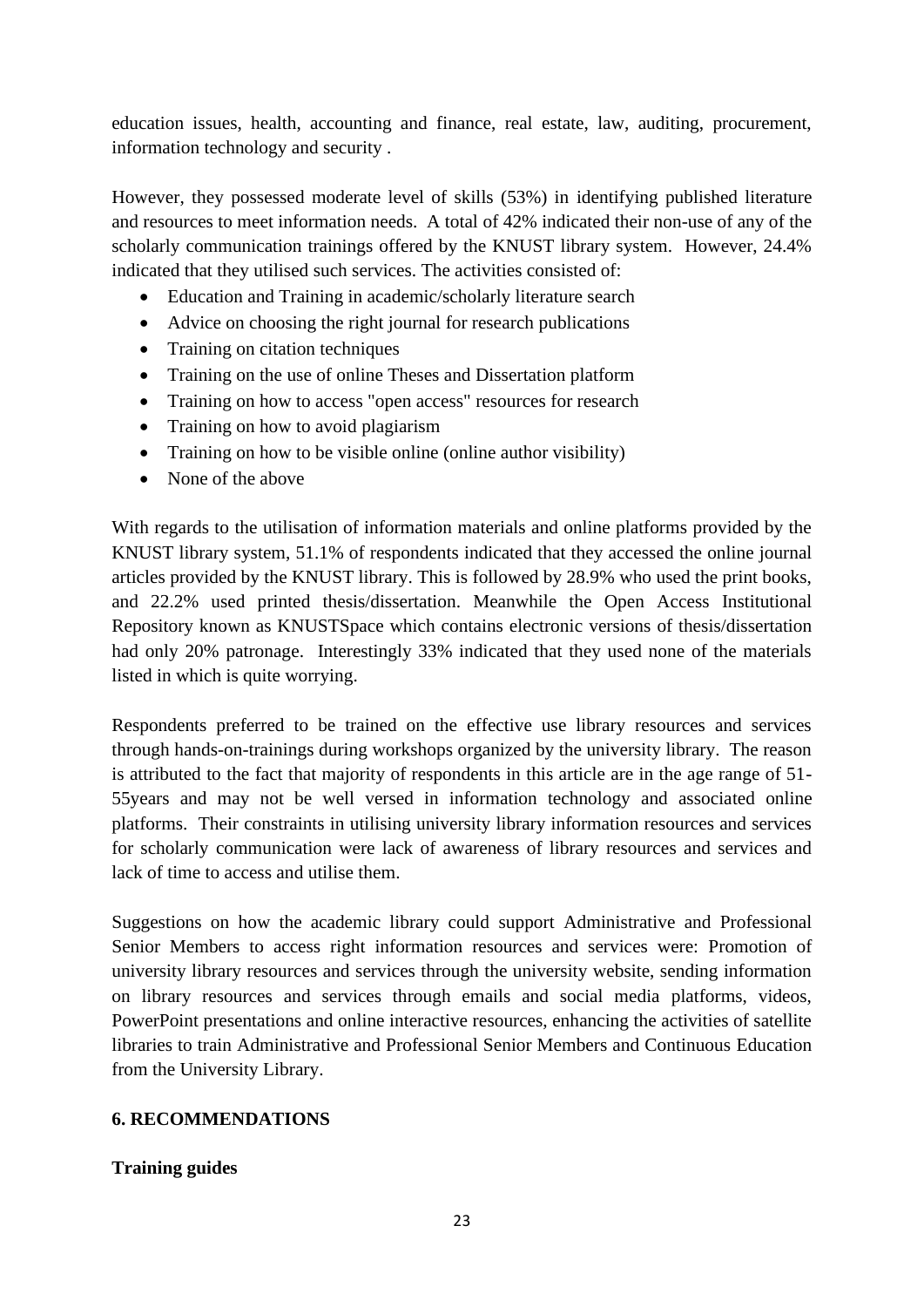education issues, health, accounting and finance, real estate, law, auditing, procurement, information technology and security .

However, they possessed moderate level of skills (53%) in identifying published literature and resources to meet information needs. A total of 42% indicated their non-use of any of the scholarly communication trainings offered by the KNUST library system. However, 24.4% indicated that they utilised such services. The activities consisted of:

- Education and Training in academic/scholarly literature search
- Advice on choosing the right journal for research publications
- Training on citation techniques
- Training on the use of online Theses and Dissertation platform
- Training on how to access "open access" resources for research
- Training on how to avoid plagiarism
- Training on how to be visible online (online author visibility)
- None of the above

With regards to the utilisation of information materials and online platforms provided by the KNUST library system, 51.1% of respondents indicated that they accessed the online journal articles provided by the KNUST library. This is followed by 28.9% who used the print books, and 22.2% used printed thesis/dissertation. Meanwhile the Open Access Institutional Repository known as KNUSTSpace which contains electronic versions of thesis/dissertation had only 20% patronage. Interestingly 33% indicated that they used none of the materials listed in which is quite worrying.

Respondents preferred to be trained on the effective use library resources and services through hands-on-trainings during workshops organized by the university library. The reason is attributed to the fact that majority of respondents in this article are in the age range of 51-55years and may not be well versed in information technology and associated online platforms. Their constraints in utilising university library information resources and services for scholarly communication were lack of awareness of library resources and services and lack of time to access and utilise them.

Suggestions on how the academic library could support Administrative and Professional Senior Members to access right information resources and services were: Promotion of university library resources and services through the university website, sending information on library resources and services through emails and social media platforms, videos, PowerPoint presentations and online interactive resources, enhancing the activities of satellite libraries to train Administrative and Professional Senior Members and Continuous Education from the University Library.

## 6. RECOMMENDATIONS

### Training guides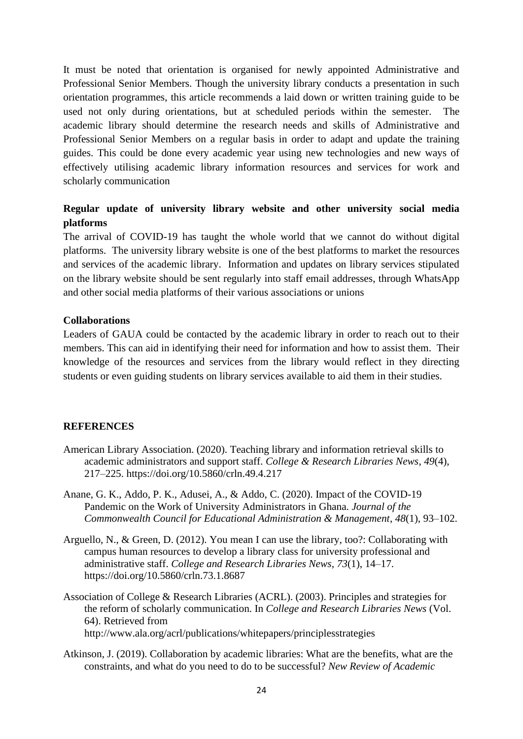It must be noted that orientation is organised for newly appointed Administrative and Professional Senior Members. Though the university library conducts a presentation in such orientation programmes, this article recommends a laid down or written training guide to be used not only during orientations, but at scheduled periods within the semester. The academic library should determine the research needs and skills of Administrative and Professional Senior Members on a regular basis in order to adapt and update the training guides. This could be done every academic year using new technologies and new ways of effectively utilising academic library information resources and services for work and scholarly communication

**Regular update of university library website and other university social media platforms**

The arrival of COVID-19 has taught the whole world that we cannot do without digital platforms. The university library website is one of the best platforms to market the resources and services of the academic library. Information and updates on library services stipulated on the library website should be sent regularly into staff email addresses, through WhatsApp and other social media platforms of their various associations or unions

**Collaborations**

Leaders of GAUA could be contacted by the academic library in order to reach out to their members. This can aid in identifying their need for information and how to assist them. Their knowledge of the resources and services from the library would reflect in they directing students or even guiding students on library services available to aid them in their studies.

## REFERENCES

American Library Association. (2020). Teaching library and information retrieval skills to academic administrators and support staff. *College & Research Libraries News*, *49*(4), 217–225. https://doi.org/10.5860/crln.49.4.217

Anane, G. K., Addo, P. K., Adusei, A., & Addo, C. (2020). Impact of the COVID-19 Pandemic on the Work of University Administrators in Ghana. *Journal of the Commonwealth Council for Educational Administration & Management*, *48*(1), 93–102.

Arguello, N., & Green, D. (2012). You mean I can use the library, too?: Collaborating with campus human resources to develop a library class for university professional and administrative staff. *College and Research Libraries News*, *73*(1), 14–17. https://doi.org/10.5860/crln.73.1.8687

Association of College & Research Libraries (ACRL). (2003). Principles and strategies for the reform of scholarly communication. In *College and Research Libraries News* (Vol. 64). Retrieved from http://www.ala.org/acrl/publications/whitepapers/principlesstrategies

Atkinson, J. (2019). Collaboration by academic libraries: What are the benefits, what are the constraints, and what do you need to do to be successful? *New Review of Academic*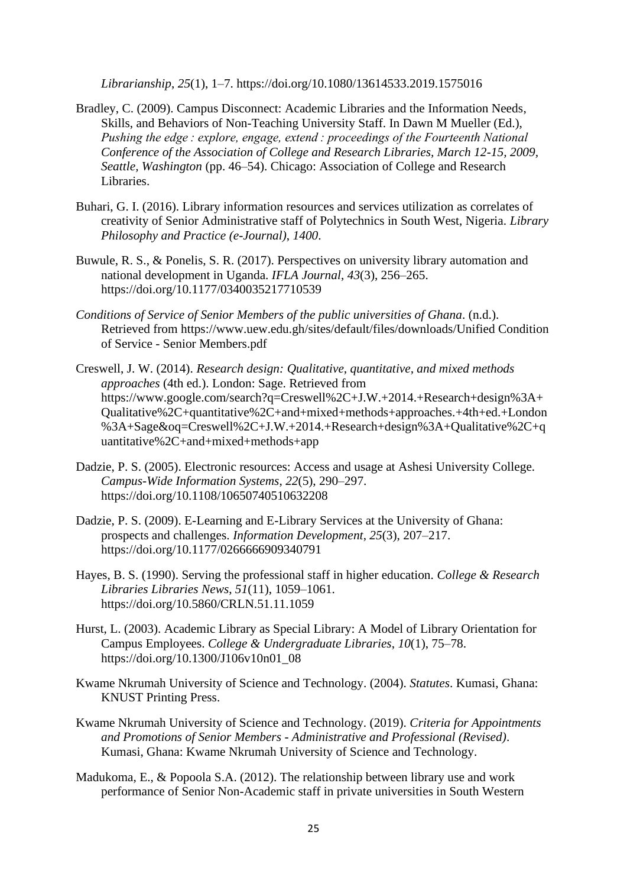*Librarianship*, *25*(1), 1–7. https://doi.org/10.1080/13614533.2019.1575016

Bradley, C. (2009). Campus Disconnect: Academic Libraries and the Information Needs, Skills, and Behaviors of Non-Teaching University Staff. In Dawn M Mueller (Ed.), *Pushing the edge : explore, engage, extend : proceedings of the Fourteenth National Conference of the Association of College and Research Libraries, March 12-15, 2009, Seattle, Washington* (pp. 46–54). Chicago: Association of College and Research Libraries.

Buhari, G. I. (2016). Library information resources and services utilization as correlates of creativity of Senior Administrative staff of Polytechnics in South West, Nigeria. *Library Philosophy and Practice (e-Journal)*, *1400*.

Buwule, R. S., & Ponelis, S. R. (2017). Perspectives on university library automation and national development in Uganda. *IFLA Journal*, *43*(3), 256–265. https://doi.org/10.1177/0340035217710539

*Conditions of Service of Senior Members of the public universities of Ghana*. (n.d.). Retrieved from https://www.uew.edu.gh/sites/default/files/downloads/Unified Condition of Service - Senior Members.pdf

Creswell, J. W. (2014). *Research design: Qualitative, quantitative, and mixed methods approaches* (4th ed.). London: Sage. Retrieved from https://www.google.com/search?q=Creswell%2C+J.W.+2014.+Research+design%3A+Qualitative%2C+quantitative%2C+and+mixed+methods+approaches.+4th+ed.+London%3A+Sage&oq=Creswell%2C+J.W.+2014.+Research+design%3A+Qualitative%2C+quantitative%2C+and+mixed+methods+app

Dadzie, P. S. (2005). Electronic resources: Access and usage at Ashesi University College. *Campus-Wide Information Systems*, *22*(5), 290–297. https://doi.org/10.1108/10650740510632208

Dadzie, P. S. (2009). E-Learning and E-Library Services at the University of Ghana: prospects and challenges. *Information Development*, *25*(3), 207–217. https://doi.org/10.1177/0266666909340791

Hayes, B. S. (1990). Serving the professional staff in higher education. *College & Research Libraries Libraries News*, *51*(11), 1059–1061. https://doi.org/10.5860/CRLN.51.11.1059

Hurst, L. (2003). Academic Library as Special Library: A Model of Library Orientation for Campus Employees. *College & Undergraduate Libraries*, *10*(1), 75–78. https://doi.org/10.1300/J106v10n01_08

Kwame Nkrumah University of Science and Technology. (2004). *Statutes*. Kumasi, Ghana: KNUST Printing Press.

Kwame Nkrumah University of Science and Technology. (2019). *Criteria for Appointments and Promotions of Senior Members - Administrative and Professional (Revised)*. Kumasi, Ghana: Kwame Nkrumah University of Science and Technology.

Madukoma, E., & Popoola S.A. (2012). The relationship between library use and work performance of Senior Non-Academic staff in private universities in South Western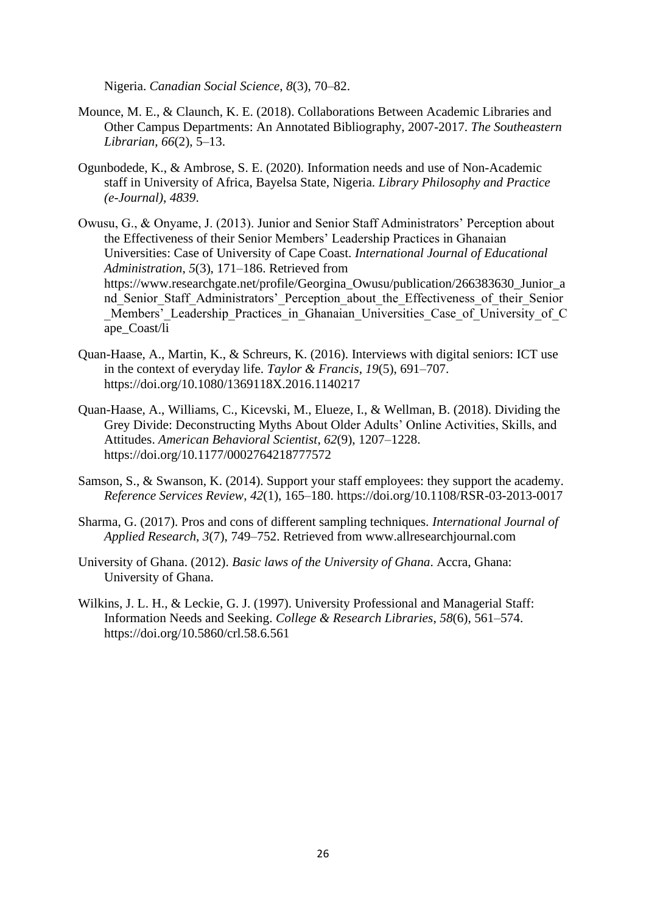Nigeria. *Canadian Social Science*, *8*(3), 70–82.

Mounce, M. E., & Claunch, K. E. (2018). Collaborations Between Academic Libraries and Other Campus Departments: An Annotated Bibliography, 2007-2017. *The Southeastern Librarian*, *66*(2), 5–13.

Ogunbodede, K., & Ambrose, S. E. (2020). Information needs and use of Non-Academic staff in University of Africa, Bayelsa State, Nigeria. *Library Philosophy and Practice (e-Journal)*, *4839*.

Owusu, G., & Onyame, J. (2013). Junior and Senior Staff Administrators' Perception about the Effectiveness of their Senior Members' Leadership Practices in Ghanaian Universities: Case of University of Cape Coast. *International Journal of Educational Administration*, *5*(3), 171–186. Retrieved from https://www.researchgate.net/profile/Georgina_Owusu/publication/266383630_Junior_and_Senior_Staff_Administrators'_Perception_about_the_Effectiveness_of_their_Senior_Members'_Leadership_Practices_in_Ghanaian_Universities_Case_of_University_of_Cape_Coast/li

Quan-Haase, A., Martin, K., & Schreurs, K. (2016). Interviews with digital seniors: ICT use in the context of everyday life. *Taylor & Francis*, *19*(5), 691–707. https://doi.org/10.1080/1369118X.2016.1140217

Quan-Haase, A., Williams, C., Kicevski, M., Elueze, I., & Wellman, B. (2018). Dividing the Grey Divide: Deconstructing Myths About Older Adults' Online Activities, Skills, and Attitudes. *American Behavioral Scientist*, *62*(9), 1207–1228. https://doi.org/10.1177/0002764218777572

Samson, S., & Swanson, K. (2014). Support your staff employees: they support the academy. *Reference Services Review*, *42*(1), 165–180. https://doi.org/10.1108/RSR-03-2013-0017

Sharma, G. (2017). Pros and cons of different sampling techniques. *International Journal of Applied Research*, *3*(7), 749–752. Retrieved from www.allresearchjournal.com

University of Ghana. (2012). *Basic laws of the University of Ghana*. Accra, Ghana: University of Ghana.

Wilkins, J. L. H., & Leckie, G. J. (1997). University Professional and Managerial Staff: Information Needs and Seeking. *College & Research Libraries*, *58*(6), 561–574. https://doi.org/10.5860/crl.58.6.561